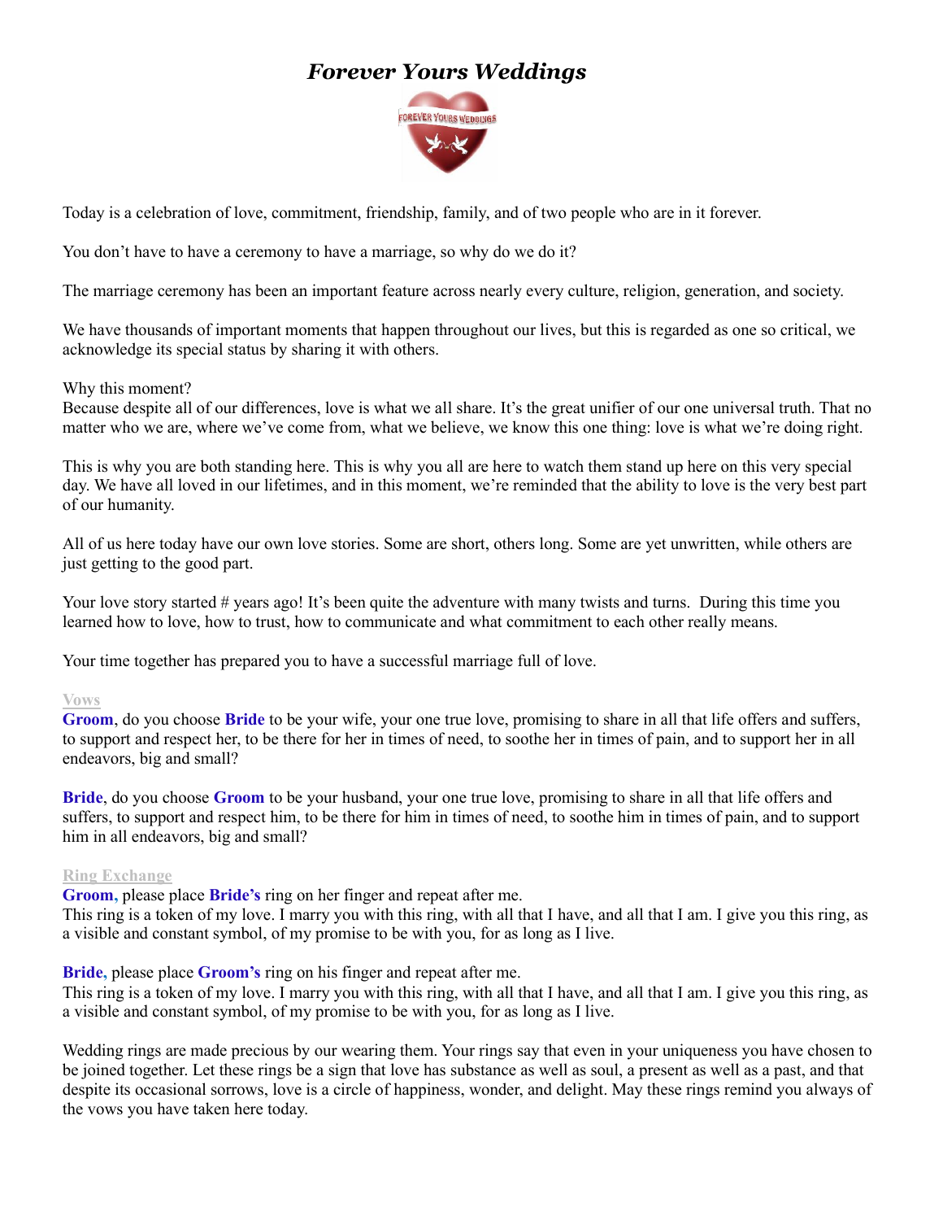# *Forever Yours Weddings*

Today is a celebration of love, commitment, friendship, family, and of two people who are in it forever.

You don't have to have a ceremony to have a marriage, so why do we do it?

The marriage ceremony has been an important feature across nearly every culture, religion, generation, and society.

We have thousands of important moments that happen throughout our lives, but this is regarded as one so critical, we acknowledge its special status by sharing it with others.

Why this moment?
Because despite all of our differences, love is what we all share. It's the great unifier of our one universal truth. That no matter who we are, where we've come from, what we believe, we know this one thing: love is what we're doing right.

This is why you are both standing here. This is why you all are here to watch them stand up here on this very special day. We have all loved in our lifetimes, and in this moment, we're reminded that the ability to love is the very best part of our humanity.

All of us here today have our own love stories. Some are short, others long. Some are yet unwritten, while others are just getting to the good part.

Your love story started # years ago! It's been quite the adventure with many twists and turns. During this time you learned how to love, how to trust, how to communicate and what commitment to each other really means.

Your time together has prepared you to have a successful marriage full of love.

**Vows**

**Groom**, do you choose **Bride** to be your wife, your one true love, promising to share in all that life offers and suffers, to support and respect her, to be there for her in times of need, to soothe her in times of pain, and to support her in all endeavors, big and small?

**Bride**, do you choose **Groom** to be your husband, your one true love, promising to share in all that life offers and suffers, to support and respect him, to be there for him in times of need, to soothe him in times of pain, and to support him in all endeavors, big and small?

**Ring Exchange**

**Groom,** please place **Bride's** ring on her finger and repeat after me.
This ring is a token of my love. I marry you with this ring, with all that I have, and all that I am. I give you this ring, as a visible and constant symbol, of my promise to be with you, for as long as I live.

**Bride,** please place **Groom's** ring on his finger and repeat after me.
This ring is a token of my love. I marry you with this ring, with all that I have, and all that I am. I give you this ring, as a visible and constant symbol, of my promise to be with you, for as long as I live.

Wedding rings are made precious by our wearing them. Your rings say that even in your uniqueness you have chosen to be joined together. Let these rings be a sign that love has substance as well as soul, a present as well as a past, and that despite its occasional sorrows, love is a circle of happiness, wonder, and delight. May these rings remind you always of the vows you have taken here today.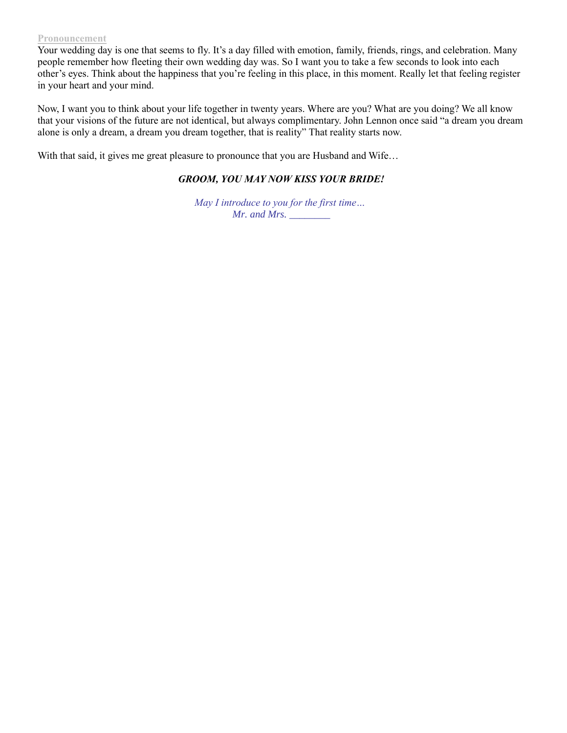**Pronouncement**

Your wedding day is one that seems to fly. It's a day filled with emotion, family, friends, rings, and celebration. Many people remember how fleeting their own wedding day was. So I want you to take a few seconds to look into each other's eyes. Think about the happiness that you're feeling in this place, in this moment. Really let that feeling register in your heart and your mind.

Now, I want you to think about your life together in twenty years. Where are you? What are you doing? We all know that your visions of the future are not identical, but always complimentary. John Lennon once said "a dream you dream alone is only a dream, a dream you dream together, that is reality" That reality starts now.

With that said, it gives me great pleasure to pronounce that you are Husband and Wife…

***GROOM, YOU MAY NOW KISS YOUR BRIDE!***

*May I introduce to you for the first time…*
*Mr. and Mrs. ________*